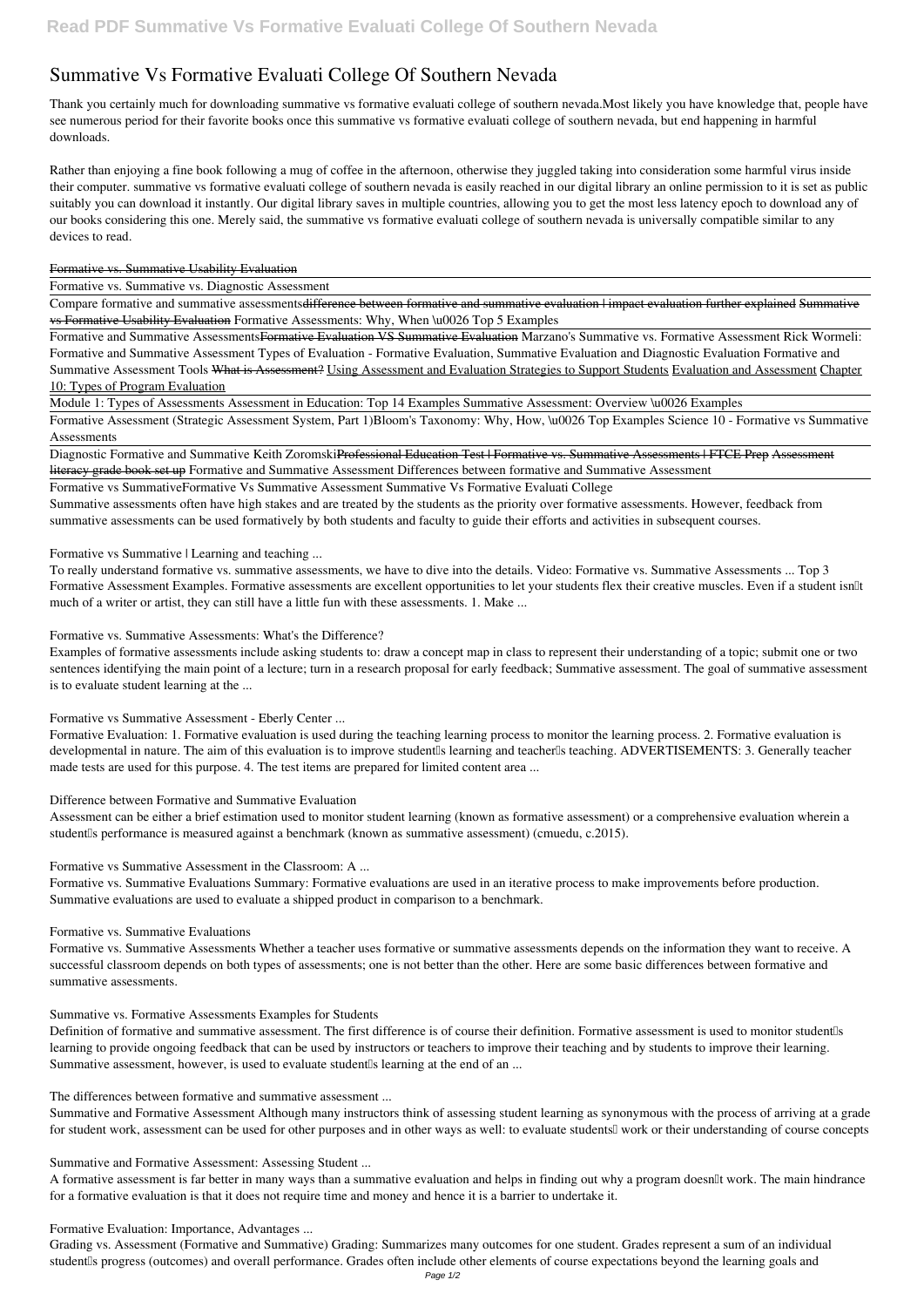# Summative Vs Formative Evaluati College Of Southern Nevada

Thank you certainly much for downloading summative vs formative evaluati college of southern nevada.Most likely you have knowledge that, people have see numerous period for their favorite books once this summative vs formative evaluati college of southern nevada, but end happening in harmful downloads.

Rather than enjoying a fine book following a mug of coffee in the afternoon, otherwise they juggled taking into consideration some harmful virus inside their computer. summative vs formative evaluati college of southern nevada is easily reached in our digital library an online permission to it is set as public suitably you can download it instantly. Our digital library saves in multiple countries, allowing you to get the most less latency epoch to download any of our books considering this one. Merely said, the summative vs formative evaluati college of southern nevada is universally compatible similar to any devices to read.

~~Formative vs. Summative Usability Evaluation~~

Formative vs. Summative vs. Diagnostic Assessment

Compare formative and summative assessments~~difference between formative and summative evaluation | impact evaluation further explained~~ ~~Summative vs Formative Usability Evaluation~~ Formative Assessments: Why, When \u0026 Top 5 Examples

Formative and Summative Assessments~~Formative Evaluation VS Summative Evaluation~~ Marzano's Summative vs. Formative Assessment Rick Wormeli: Formative and Summative Assessment Types of Evaluation - Formative Evaluation, Summative Evaluation and Diagnostic Evaluation Formative and Summative Assessment Tools ~~What is Assessment?~~ Using Assessment and Evaluation Strategies to Support Students Evaluation and Assessment Chapter 10: Types of Program Evaluation

Module 1: Types of Assessments Assessment in Education: Top 14 Examples Summative Assessment: Overview \u0026 Examples

Formative Assessment (Strategic Assessment System, Part 1)Bloom's Taxonomy: Why, How, \u0026 Top Examples Science 10 - Formative vs Summative Assessments

Diagnostic Formative and Summative Keith Zoromski~~Professional Education Test | Formative vs. Summative Assessments | FTCE Prep Assessment literacy grade book set up~~ Formative and Summative Assessment Differences between formative and Summative Assessment

Formative vs SummativeFormative Vs Summative Assessment Summative Vs Formative Evaluati College

Summative assessments often have high stakes and are treated by the students as the priority over formative assessments. However, feedback from summative assessments can be used formatively by both students and faculty to guide their efforts and activities in subsequent courses.

Formative vs Summative | Learning and teaching ...

To really understand formative vs. summative assessments, we have to dive into the details. Video: Formative vs. Summative Assessments ... Top 3 Formative Assessment Examples. Formative assessments are excellent opportunities to let your students flex their creative muscles. Even if a student isn't much of a writer or artist, they can still have a little fun with these assessments. 1. Make ...

Formative vs. Summative Assessments: What's the Difference?

Examples of formative assessments include asking students to: draw a concept map in class to represent their understanding of a topic; submit one or two sentences identifying the main point of a lecture; turn in a research proposal for early feedback; Summative assessment. The goal of summative assessment is to evaluate student learning at the ...

Formative vs Summative Assessment - Eberly Center ...

Formative Evaluation: 1. Formative evaluation is used during the teaching learning process to monitor the learning process. 2. Formative evaluation is developmental in nature. The aim of this evaluation is to improve student's learning and teacher's teaching. ADVERTISEMENTS: 3. Generally teacher made tests are used for this purpose. 4. The test items are prepared for limited content area ...

Difference between Formative and Summative Evaluation

Assessment can be either a brief estimation used to monitor student learning (known as formative assessment) or a comprehensive evaluation wherein a student's performance is measured against a benchmark (known as summative assessment) (cmuedu, c.2015).

Formative vs Summative Assessment in the Classroom: A ...

Formative vs. Summative Evaluations Summary: Formative evaluations are used in an iterative process to make improvements before production. Summative evaluations are used to evaluate a shipped product in comparison to a benchmark.

Formative vs. Summative Evaluations

Formative vs. Summative Assessments Whether a teacher uses formative or summative assessments depends on the information they want to receive. A successful classroom depends on both types of assessments; one is not better than the other. Here are some basic differences between formative and summative assessments.

Summative vs. Formative Assessments Examples for Students

Definition of formative and summative assessment. The first difference is of course their definition. Formative assessment is used to monitor student's learning to provide ongoing feedback that can be used by instructors or teachers to improve their teaching and by students to improve their learning. Summative assessment, however, is used to evaluate student's learning at the end of an ...

The differences between formative and summative assessment ...

Summative and Formative Assessment Although many instructors think of assessing student learning as synonymous with the process of arriving at a grade for student work, assessment can be used for other purposes and in other ways as well: to evaluate students' work or their understanding of course concepts

Summative and Formative Assessment: Assessing Student ...

A formative assessment is far better in many ways than a summative evaluation and helps in finding out why a program doesn't work. The main hindrance for a formative evaluation is that it does not require time and money and hence it is a barrier to undertake it.

Formative Evaluation: Importance, Advantages ...

Grading vs. Assessment (Formative and Summative) Grading: Summarizes many outcomes for one student. Grades represent a sum of an individual student's progress (outcomes) and overall performance. Grades often include other elements of course expectations beyond the learning goals and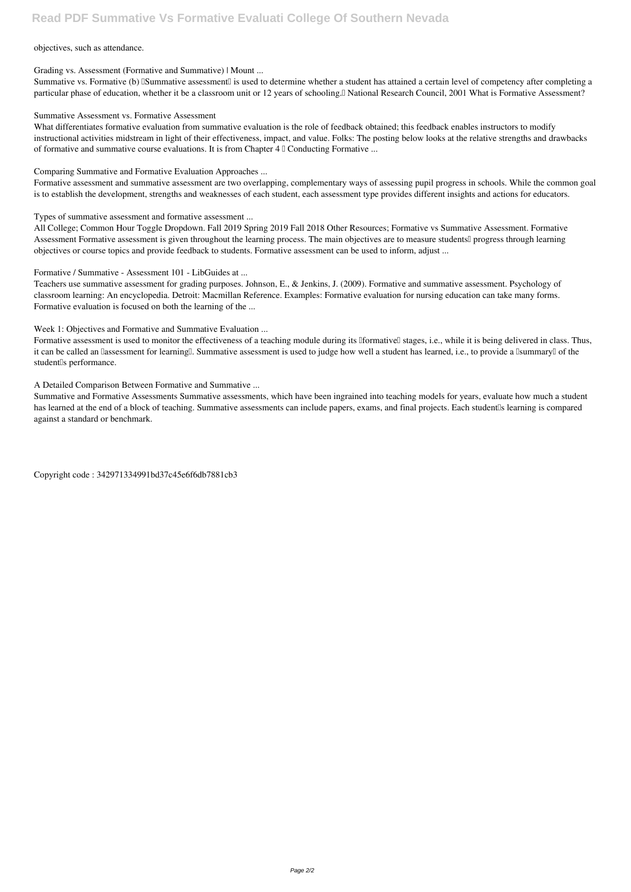objectives, such as attendance.

Grading vs. Assessment (Formative and Summative) | Mount ...

Summative vs. Formative (b) "Summative assessment" is used to determine whether a student has attained a certain level of competency after completing a particular phase of education, whether it be a classroom unit or 12 years of schooling." National Research Council, 2001 What is Formative Assessment?

Summative Assessment vs. Formative Assessment

What differentiates formative evaluation from summative evaluation is the role of feedback obtained; this feedback enables instructors to modify instructional activities midstream in light of their effectiveness, impact, and value. Folks: The posting below looks at the relative strengths and drawbacks of formative and summative course evaluations. It is from Chapter 4 – Conducting Formative ...

Comparing Summative and Formative Evaluation Approaches ...

Formative assessment and summative assessment are two overlapping, complementary ways of assessing pupil progress in schools. While the common goal is to establish the development, strengths and weaknesses of each student, each assessment type provides different insights and actions for educators.

Types of summative assessment and formative assessment ...

All College; Common Hour Toggle Dropdown. Fall 2019 Spring 2019 Fall 2018 Other Resources; Formative vs Summative Assessment. Formative Assessment Formative assessment is given throughout the learning process. The main objectives are to measure students' progress through learning objectives or course topics and provide feedback to students. Formative assessment can be used to inform, adjust ...

Formative / Summative - Assessment 101 - LibGuides at ...

Teachers use summative assessment for grading purposes. Johnson, E., & Jenkins, J. (2009). Formative and summative assessment. Psychology of classroom learning: An encyclopedia. Detroit: Macmillan Reference. Examples: Formative evaluation for nursing education can take many forms. Formative evaluation is focused on both the learning of the ...

Week 1: Objectives and Formative and Summative Evaluation ...

Formative assessment is used to monitor the effectiveness of a teaching module during its 'formative' stages, i.e., while it is being delivered in class. Thus, it can be called an 'assessment for learning'. Summative assessment is used to judge how well a student has learned, i.e., to provide a 'summary' of the student's performance.

A Detailed Comparison Between Formative and Summative ...

Summative and Formative Assessments Summative assessments, which have been ingrained into teaching models for years, evaluate how much a student has learned at the end of a block of teaching. Summative assessments can include papers, exams, and final projects. Each student's learning is compared against a standard or benchmark.

Copyright code : 342971334991bd37c45e6f6db7881cb3